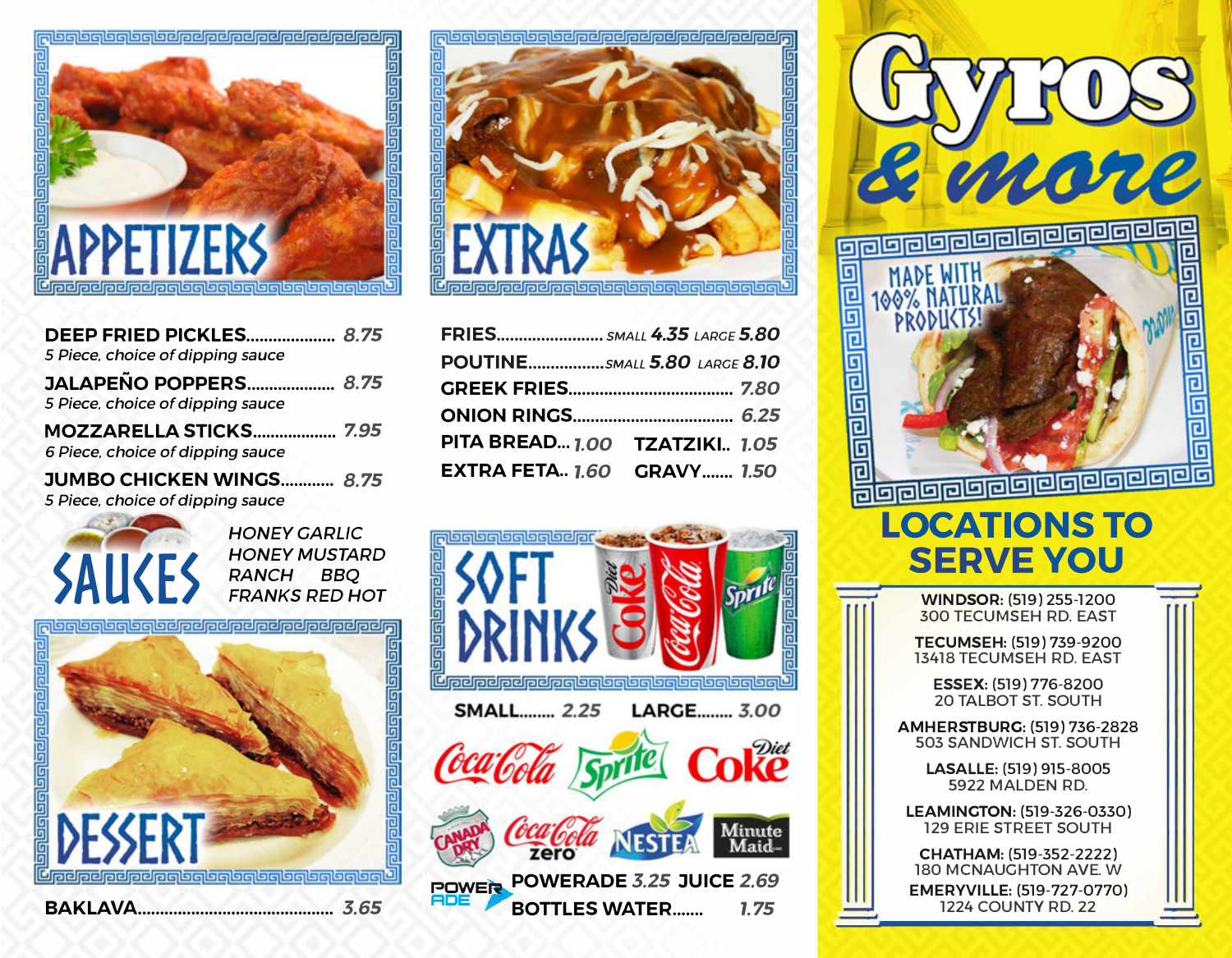# APPETIZERS

**DEEP FRIED PICKLES**.................... *8.75*
*5 Piece, choice of dipping sauce*

**JALAPEÑO POPPERS**.................... *8.75*
*5 Piece, choice of dipping sauce*

**MOZZARELLA STICKS**.................. *7.95*
*6 Piece, choice of dipping sauce*

**JUMBO CHICKEN WINGS**............ *8.75*
*5 Piece, choice of dipping sauce*

## SAUCES

*HONEY GARLIC*
*HONEY MUSTARD*
*RANCH BBQ*
*FRANKS RED HOT*

# DESSERT

**BAKLAVA**............................................ *3.65*

# EXTRAS

**FRIES**......................... SMALL **4.35** LARGE **5.80**
**POUTINE**................. SMALL **5.80** LARGE **8.10**
**GREEK FRIES**.................................... *7.80*
**ONION RINGS**.................................... *6.25*
**PITA BREAD**... *1.00* **TZATZIKI**.. *1.05*
**EXTRA FETA**.. *1.60* **GRAVY**....... *1.50*

# SOFT DRINKS

**SMALL**........ *2.25* **LARGE**........ *3.00*

**POWERADE** *3.25* **JUICE** *2.69*
**BOTTLES WATER**....... *1.75*

# Gyros & more

MADE WITH 100% NATURAL PRODUCTS!

## LOCATIONS TO SERVE YOU

**WINDSOR:** (519) 255-1200
300 TECUMSEH RD. EAST

**TECUMSEH:** (519) 739-9200
13418 TECUMSEH RD. EAST

**ESSEX:** (519) 776-8200
20 TALBOT ST. SOUTH

**AMHERSTBURG:** (519) 736-2828
503 SANDWICH ST. SOUTH

**LASALLE:** (519) 915-8005
5922 MALDEN RD.

**LEAMINGTON:** (519-326-0330)
129 ERIE STREET SOUTH

**CHATHAM:** (519-352-2222)
180 MCNAUGHTON AVE. W

**EMERYVILLE:** (519-727-0770)
1224 COUNTY RD. 22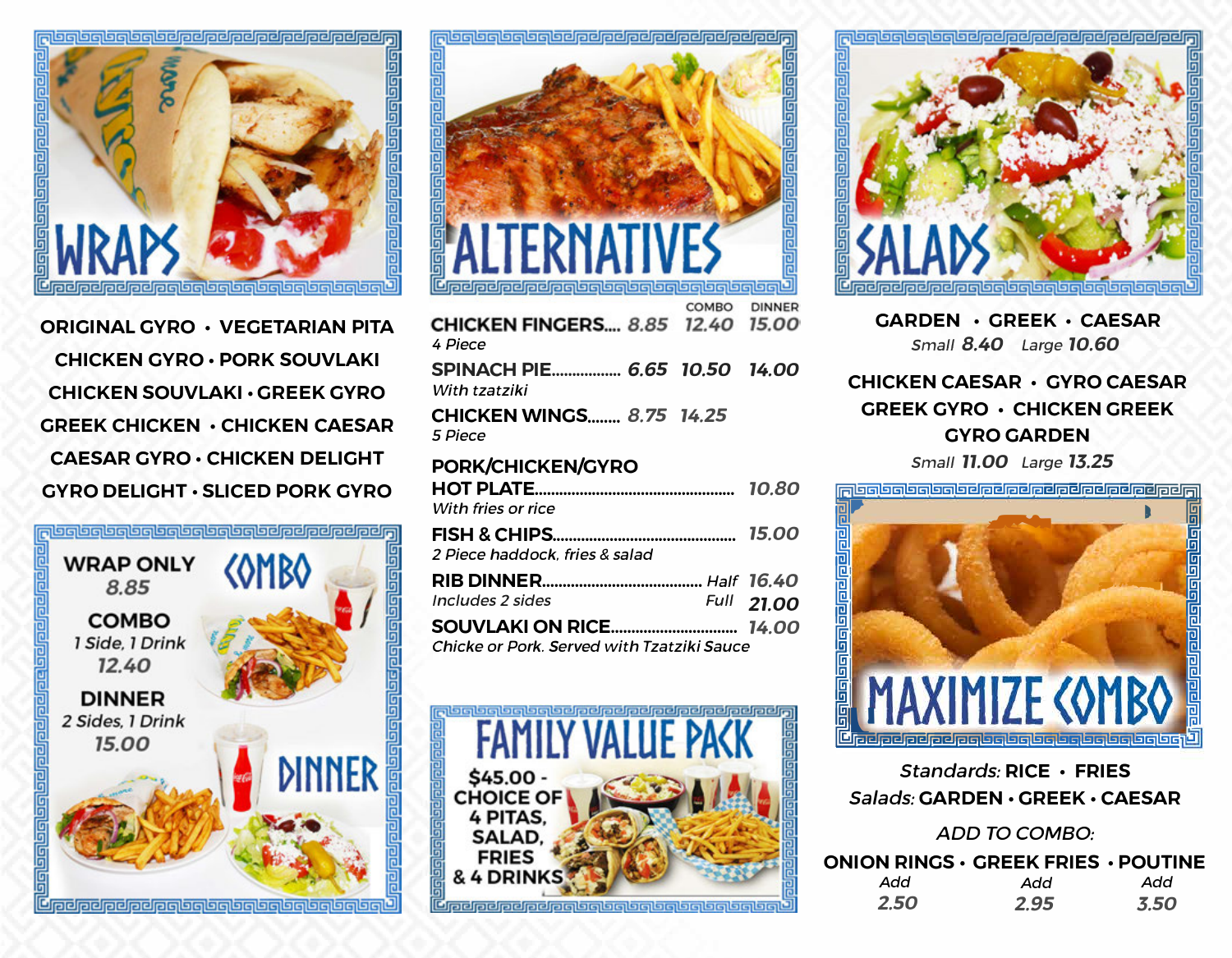# WRAPS

ORIGINAL GYRO • VEGETARIAN PITA
CHICKEN GYRO • PORK SOUVLAKI
CHICKEN SOUVLAKI • GREEK GYRO
GREEK CHICKEN • CHICKEN CAESAR
CAESAR GYRO • CHICKEN DELIGHT
GYRO DELIGHT • SLICED PORK GYRO

## COMBO / DINNER

**WRAP ONLY**
8.85

**COMBO**
*1 Side, 1 Drink*
12.40

**DINNER**
*2 Sides, 1 Drink*
15.00

# ALTERNATIVES

| | | COMBO | DINNER |
|---|---|---|---|
| **CHICKEN FINGERS** *4 Piece* | 8.85 | 12.40 | 15.00 |
| **SPINACH PIE** *With tzatziki* | 6.65 | 10.50 | 14.00 |
| **CHICKEN WINGS** *5 Piece* | 8.75 | 14.25 | |

**PORK/CHICKEN/GYRO HOT PLATE** ........ 10.80
*With fries or rice*

**FISH & CHIPS** ........ 15.00
*2 Piece haddock, fries & salad*

**RIB DINNER** ........ Half 16.40 / Full 21.00
*Includes 2 sides*

**SOUVLAKI ON RICE** ........ 14.00
*Chicke or Pork. Served with Tzatziki Sauce*

## FAMILY VALUE PACK

$45.00 - CHOICE OF 4 PITAS, SALAD, FRIES & 4 DRINKS

# SALADS

GARDEN • GREEK • CAESAR
*Small* 8.40 *Large* 10.60

CHICKEN CAESAR • GYRO CAESAR
GREEK GYRO • CHICKEN GREEK
GYRO GARDEN
*Small* 11.00 *Large* 13.25

## MAXIMIZE COMBO

*Standards:* RICE • FRIES
*Salads:* GARDEN • GREEK • CAESAR

*ADD TO COMBO:*

| ONION RINGS | GREEK FRIES | POUTINE |
|---|---|---|
| *Add* 2.50 | *Add* 2.95 | *Add* 3.50 |